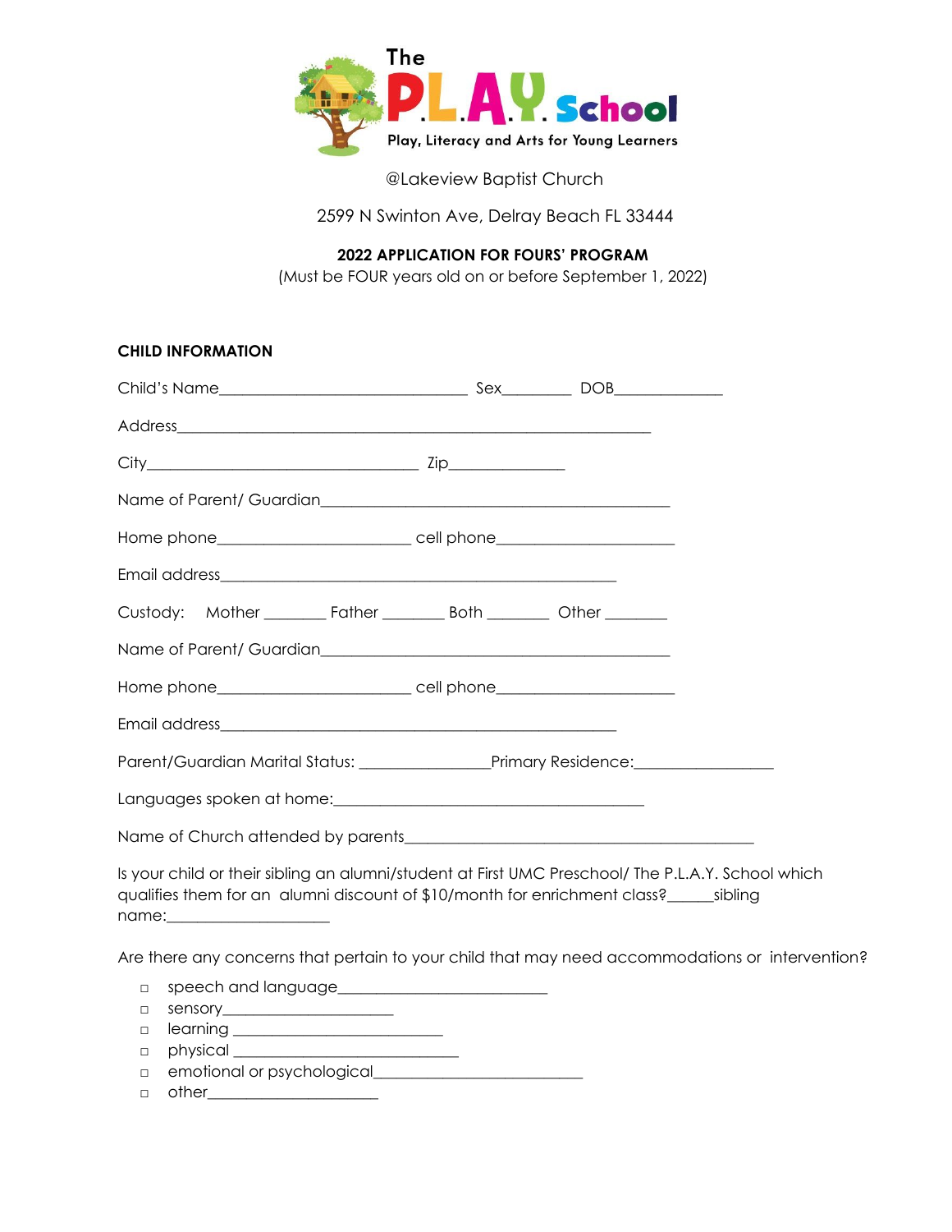# The P.L.A.Y. School

Play, Literacy and Arts for Young Learners

@Lakeview Baptist Church

2599 N Swinton Ave, Delray Beach FL 33444

**2022 APPLICATION FOR FOURS' PROGRAM**

(Must be FOUR years old on or before September 1, 2022)

**CHILD INFORMATION**

Child's Name_______________________________ Sex_________ DOB_____________

Address____________________________________________________________

City__________________________________ Zip______________

Name of Parent/ Guardian____________________________________________

Home phone________________________ cell phone______________________

Email address_________________________________________________

Custody: Mother ________ Father ________ Both ________ Other ________

Name of Parent/ Guardian____________________________________________

Home phone________________________ cell phone______________________

Email address_________________________________________________

Parent/Guardian Marital Status: ________________Primary Residence:_________________

Languages spoken at home:_______________________________________

Name of Church attended by parents___________________________________________

Is your child or their sibling an alumni/student at First UMC Preschool/ The P.L.A.Y. School which qualifies them for an alumni discount of $10/month for enrichment class?______sibling name:____________________

Are there any concerns that pertain to your child that may need accommodations or intervention?

- ☐ speech and language__________________________
- ☐ sensory_____________________
- ☐ learning __________________________
- ☐ physical ____________________________
- ☐ emotional or psychological__________________________
- ☐ other_____________________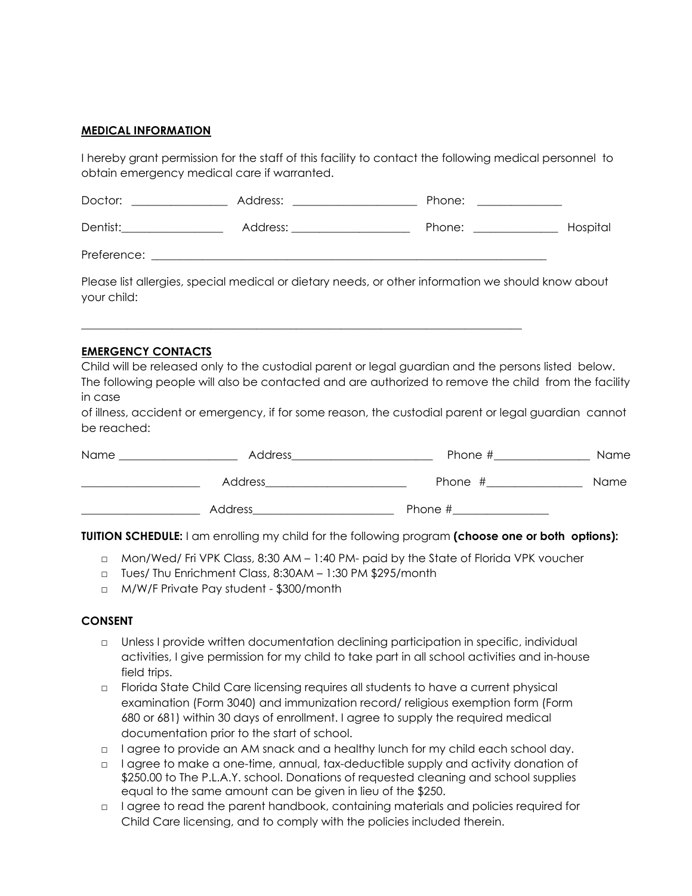**MEDICAL INFORMATION**

I hereby grant permission for the staff of this facility to contact the following medical personnel to obtain emergency medical care if warranted.

Doctor: ________________ Address: ____________________ Phone: ______________

Dentist:_________________ Address: ____________________ Phone: ______________ Hospital

Preference: ______________________________________________________________________

Please list allergies, special medical or dietary needs, or other information we should know about your child:

____________________________________________________________________________

**EMERGENCY CONTACTS**

Child will be released only to the custodial parent or legal guardian and the persons listed below. The following people will also be contacted and are authorized to remove the child from the facility in case

of illness, accident or emergency, if for some reason, the custodial parent or legal guardian cannot be reached:

Name ____________________ Address________________________ Phone #________________ Name

____________________ Address________________________ Phone #________________ Name

____________________ Address________________________ Phone #________________

**TUITION SCHEDULE:** I am enrolling my child for the following program **(choose one or both options):**

- ▫ Mon/Wed/ Fri VPK Class, 8:30 AM – 1:40 PM- paid by the State of Florida VPK voucher
- ▫ Tues/ Thu Enrichment Class, 8:30AM – 1:30 PM $295/month
- ▫ M/W/F Private Pay student - $300/month

**CONSENT**

- ▫ Unless I provide written documentation declining participation in specific, individual activities, I give permission for my child to take part in all school activities and in-house field trips.
- ▫ Florida State Child Care licensing requires all students to have a current physical examination (Form 3040) and immunization record/ religious exemption form (Form 680 or 681) within 30 days of enrollment. I agree to supply the required medical documentation prior to the start of school.
- ▫ I agree to provide an AM snack and a healthy lunch for my child each school day.
- ▫ I agree to make a one-time, annual, tax-deductible supply and activity donation of $250.00 to The P.L.A.Y. school. Donations of requested cleaning and school supplies equal to the same amount can be given in lieu of the $250.
- ▫ I agree to read the parent handbook, containing materials and policies required for Child Care licensing, and to comply with the policies included therein.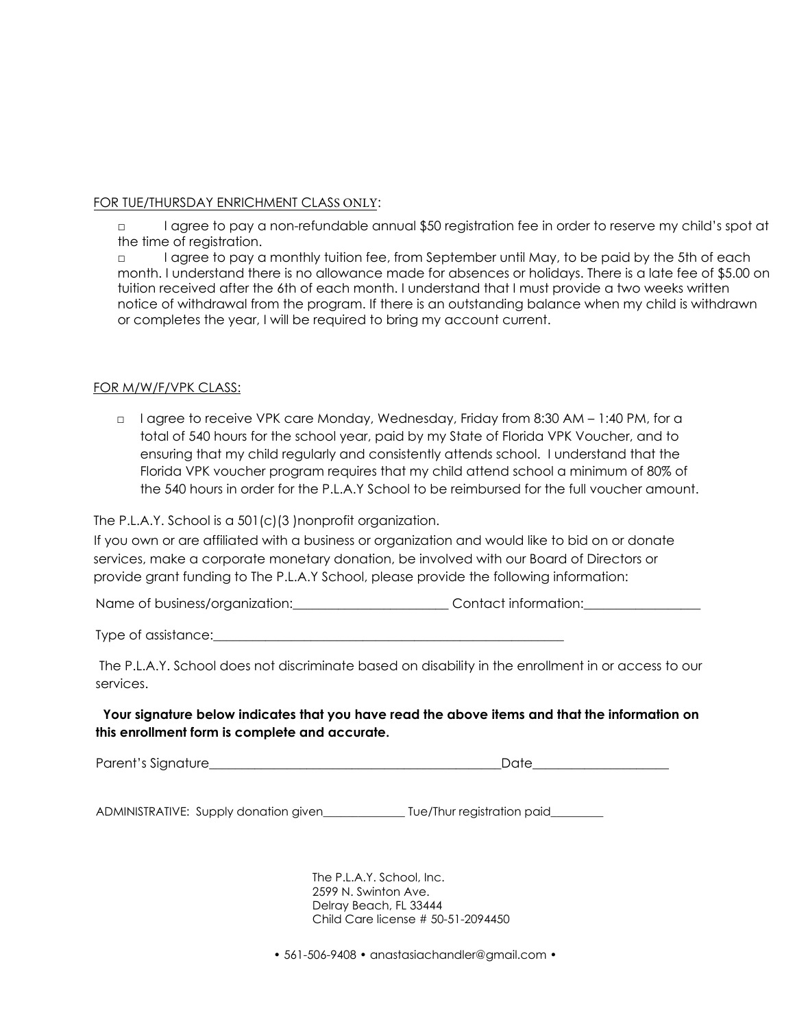FOR TUE/THURSDAY ENRICHMENT CLASS ONLY:

- □ I agree to pay a non-refundable annual $50 registration fee in order to reserve my child's spot at the time of registration.
- □ I agree to pay a monthly tuition fee, from September until May, to be paid by the 5th of each month. I understand there is no allowance made for absences or holidays. There is a late fee of $5.00 on tuition received after the 6th of each month. I understand that I must provide a two weeks written notice of withdrawal from the program. If there is an outstanding balance when my child is withdrawn or completes the year, I will be required to bring my account current.

FOR M/W/F/VPK CLASS:

- □ I agree to receive VPK care Monday, Wednesday, Friday from 8:30 AM – 1:40 PM, for a total of 540 hours for the school year, paid by my State of Florida VPK Voucher, and to ensuring that my child regularly and consistently attends school. I understand that the Florida VPK voucher program requires that my child attend school a minimum of 80% of the 540 hours in order for the P.L.A.Y School to be reimbursed for the full voucher amount.

The P.L.A.Y. School is a 501(c)(3 )nonprofit organization.

If you own or are affiliated with a business or organization and would like to bid on or donate services, make a corporate monetary donation, be involved with our Board of Directors or provide grant funding to The P.L.A.Y School, please provide the following information:

Name of business/organization:________________________ Contact information:__________________

Type of assistance:________________________________________________________

The P.L.A.Y. School does not discriminate based on disability in the enrollment in or access to our services.

**Your signature below indicates that you have read the above items and that the information on this enrollment form is complete and accurate.**

Parent's Signature_______________________________________________Date_____________________

ADMINISTRATIVE: Supply donation given______________ Tue/Thur registration paid_________

The P.L.A.Y. School, Inc.
2599 N. Swinton Ave.
Delray Beach, FL 33444
Child Care license # 50-51-2094450

• 561-506-9408 • anastasiachandler@gmail.com •